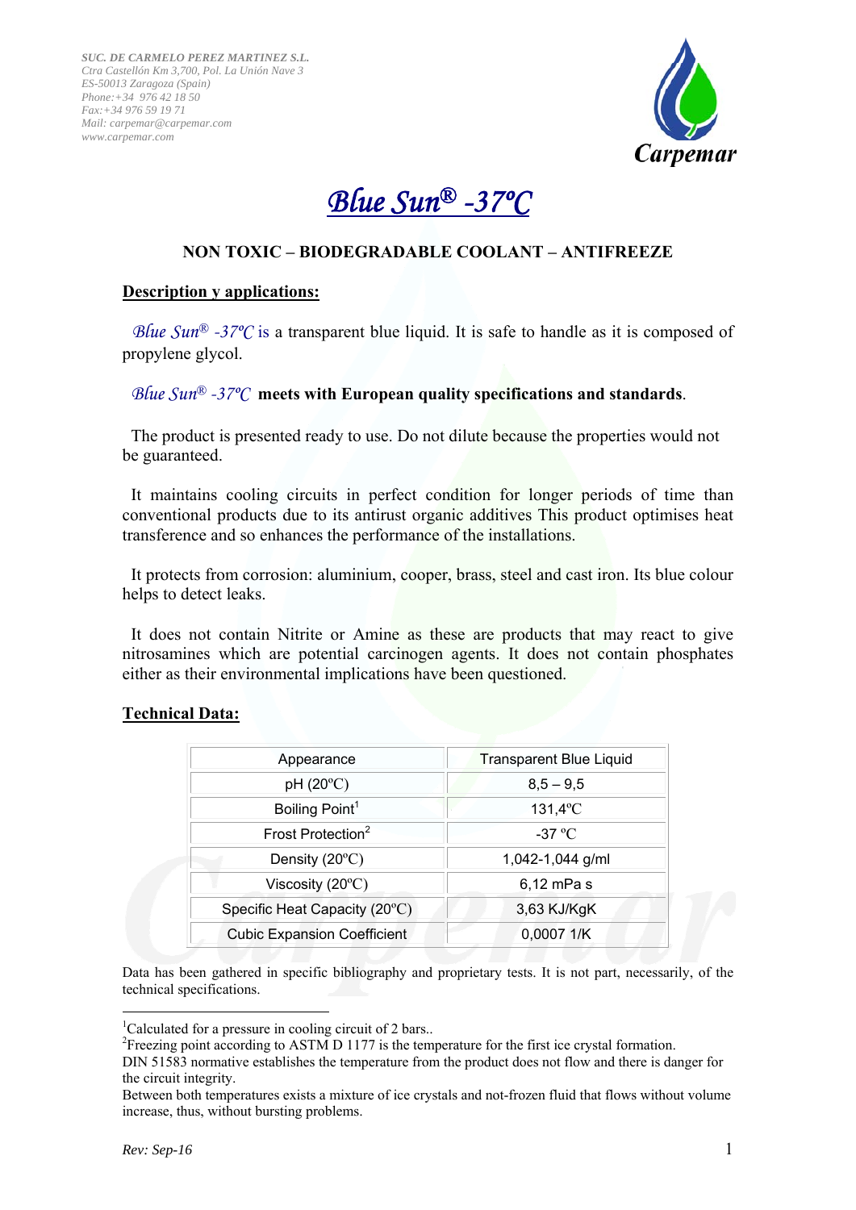*SUC. DE CARMELO PEREZ MARTINEZ S.L.*
*Ctra Castellón Km 3,700, Pol. La Unión Nave 3*
*ES-50013 Zaragoza (Spain)*
*Phone:+34 976 42 18 50*
*Fax:+34 976 59 19 71*
*Mail: carpemar@carpemar.com*
*www.carpemar.com*

**Carpemar**

# *Blue Sun® -37ºC*

**NON TOXIC – BIODEGRADABLE COOLANT – ANTIFREEZE**

## Description y applications:

*Blue Sun® -37ºC* is a transparent blue liquid. It is safe to handle as it is composed of propylene glycol.

*Blue Sun® -37ºC* **meets with European quality specifications and standards**.

The product is presented ready to use. Do not dilute because the properties would not be guaranteed.

It maintains cooling circuits in perfect condition for longer periods of time than conventional products due to its antirust organic additives This product optimises heat transference and so enhances the performance of the installations.

It protects from corrosion: aluminium, cooper, brass, steel and cast iron. Its blue colour helps to detect leaks.

It does not contain Nitrite or Amine as these are products that may react to give nitrosamines which are potential carcinogen agents. It does not contain phosphates either as their environmental implications have been questioned.

## Technical Data:

| | |
|---|---|
| Appearance | Transparent Blue Liquid |
| pH (20ºC) | 8,5 – 9,5 |
| Boiling Point[1] | 131,4ºC |
| Frost Protection[2] | -37 ºC |
| Density (20ºC) | 1,042-1,044 g/ml |
| Viscosity (20ºC) | 6,12 mPa s |
| Specific Heat Capacity (20ºC) | 3,63 KJ/KgK |
| Cubic Expansion Coefficient | 0,0007 1/K |

Data has been gathered in specific bibliography and proprietary tests. It is not part, necessarily, of the technical specifications.

---

[1]Calculated for a pressure in cooling circuit of 2 bars..

[2]Freezing point according to ASTM D 1177 is the temperature for the first ice crystal formation.
DIN 51583 normative establishes the temperature from the product does not flow and there is danger for the circuit integrity.
Between both temperatures exists a mixture of ice crystals and not-frozen fluid that flows without volume increase, thus, without bursting problems.

*Rev: Sep-16*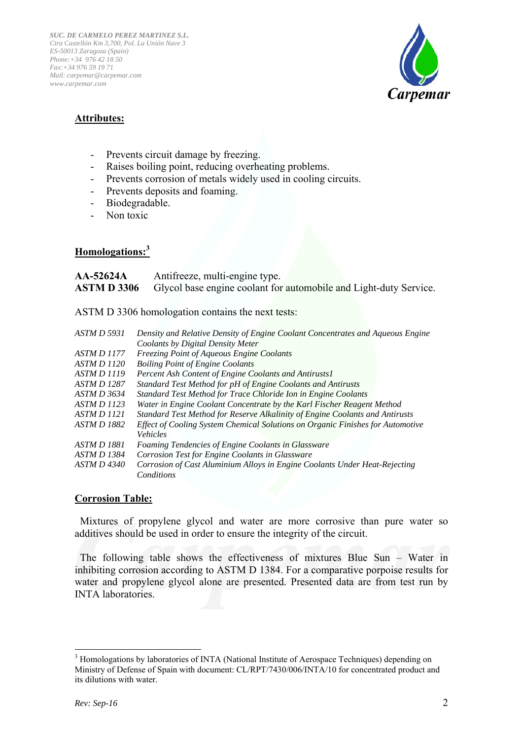## Attributes:

- Prevents circuit damage by freezing.
- Raises boiling point, reducing overheating problems.
- Prevents corrosion of metals widely used in cooling circuits.
- Prevents deposits and foaming.
- Biodegradable.
- Non toxic

## Homologations:[3]

| | |
|---|---|
| **AA-52624A** | Antifreeze, multi-engine type. |
| **ASTM D 3306** | Glycol base engine coolant for automobile and Light-duty Service. |

ASTM D 3306 homologation contains the next tests:

| | |
|---|---|
| *ASTM D 5931* | *Density and Relative Density of Engine Coolant Concentrates and Aqueous Engine Coolants by Digital Density Meter* |
| *ASTM D 1177* | *Freezing Point of Aqueous Engine Coolants* |
| *ASTM D 1120* | *Boiling Point of Engine Coolants* |
| *ASTM D 1119* | *Percent Ash Content of Engine Coolants and Antirusts1* |
| *ASTM D 1287* | *Standard Test Method for pH of Engine Coolants and Antirusts* |
| *ASTM D 3634* | *Standard Test Method for Trace Chloride Ion in Engine Coolants* |
| *ASTM D 1123* | *Water in Engine Coolant Concentrate by the Karl Fischer Reagent Method* |
| *ASTM D 1121* | *Standard Test Method for Reserve Alkalinity of Engine Coolants and Antirusts* |
| *ASTM D 1882* | *Effect of Cooling System Chemical Solutions on Organic Finishes for Automotive Vehicles* |
| *ASTM D 1881* | *Foaming Tendencies of Engine Coolants in Glassware* |
| *ASTM D 1384* | *Corrosion Test for Engine Coolants in Glassware* |
| *ASTM D 4340* | *Corrosion of Cast Aluminium Alloys in Engine Coolants Under Heat-Rejecting Conditions* |

## Corrosion Table:

Mixtures of propylene glycol and water are more corrosive than pure water so additives should be used in order to ensure the integrity of the circuit.

The following table shows the effectiveness of mixtures Blue Sun – Water in inhibiting corrosion according to ASTM D 1384. For a comparative porpoise results for water and propylene glycol alone are presented. Presented data are from test run by INTA laboratories.

[3] Homologations by laboratories of INTA (National Institute of Aerospace Techniques) depending on Ministry of Defense of Spain with document: CL/RPT/7430/006/INTA/10 for concentrated product and its dilutions with water.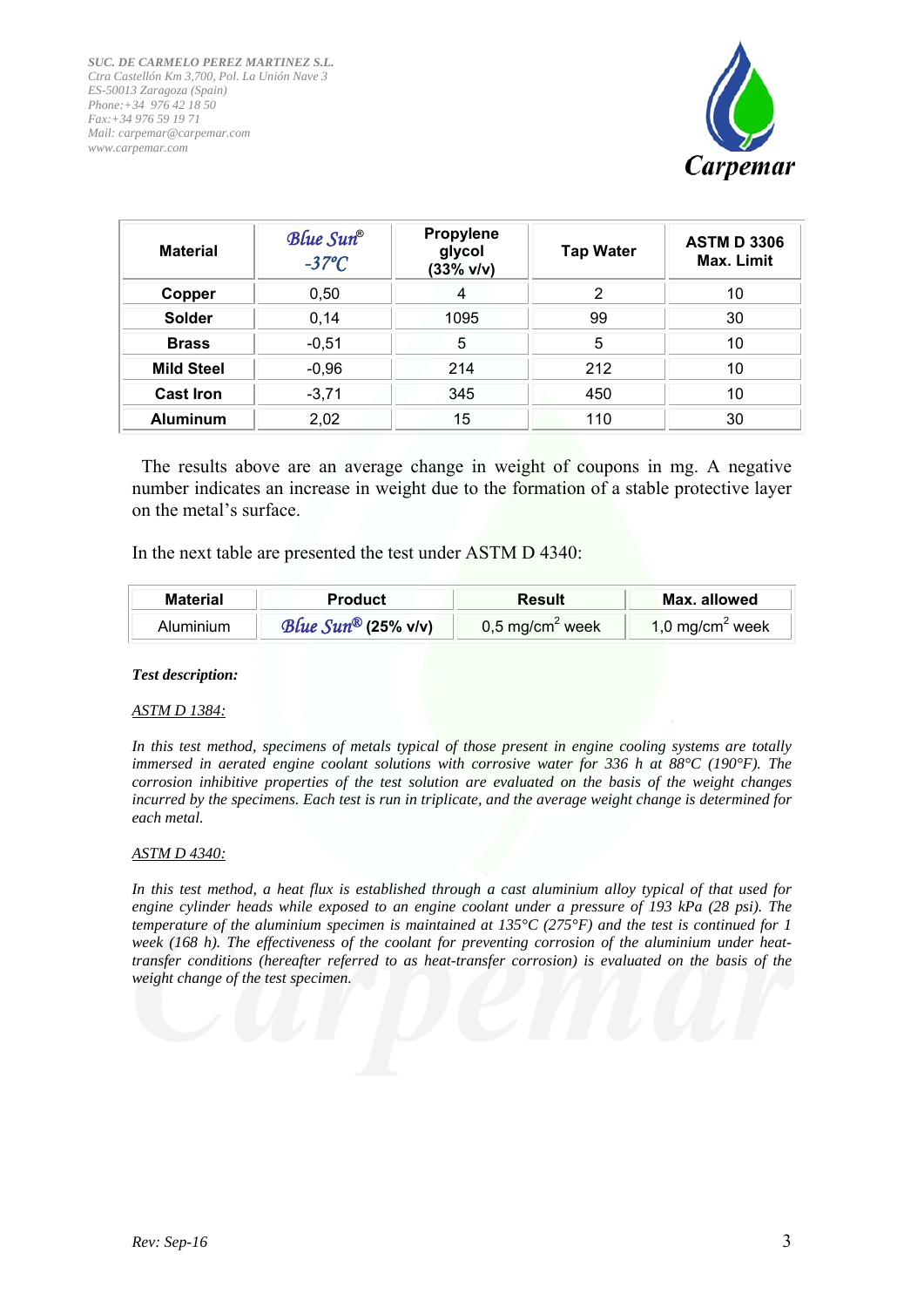| Material | *Blue Sun®* *-37ºC* | Propylene glycol (33% v/v) | Tap Water | ASTM D 3306 Max. Limit |
|---|---|---|---|---|
| **Copper** | 0,50 | 4 | 2 | 10 |
| **Solder** | 0,14 | 1095 | 99 | 30 |
| **Brass** | -0,51 | 5 | 5 | 10 |
| **Mild Steel** | -0,96 | 214 | 212 | 10 |
| **Cast Iron** | -3,71 | 345 | 450 | 10 |
| **Aluminum** | 2,02 | 15 | 110 | 30 |

The results above are an average change in weight of coupons in mg. A negative number indicates an increase in weight due to the formation of a stable protective layer on the metal's surface.

In the next table are presented the test under ASTM D 4340:

| Material | Product | Result | Max. allowed |
|---|---|---|---|
| Aluminium | *Blue Sun®* **(25% v/v)** | 0,5 mg/cm$^2$ week | 1,0 mg/cm$^2$ week |

***Test description:***

*ASTM D 1384:*

*In this test method, specimens of metals typical of those present in engine cooling systems are totally immersed in aerated engine coolant solutions with corrosive water for 336 h at 88°C (190°F). The corrosion inhibitive properties of the test solution are evaluated on the basis of the weight changes incurred by the specimens. Each test is run in triplicate, and the average weight change is determined for each metal.*

*ASTM D 4340:*

*In this test method, a heat flux is established through a cast aluminium alloy typical of that used for engine cylinder heads while exposed to an engine coolant under a pressure of 193 kPa (28 psi). The temperature of the aluminium specimen is maintained at 135°C (275°F) and the test is continued for 1 week (168 h). The effectiveness of the coolant for preventing corrosion of the aluminium under heat-transfer conditions (hereafter referred to as heat-transfer corrosion) is evaluated on the basis of the weight change of the test specimen.*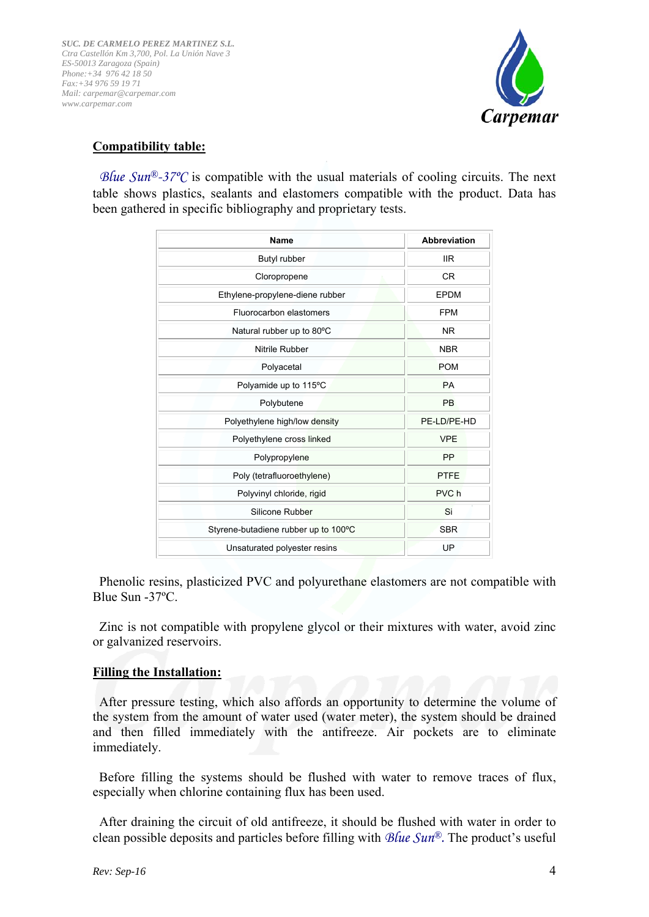## Compatibility table:

*Blue Sun®-37ºC* is compatible with the usual materials of cooling circuits. The next table shows plastics, sealants and elastomers compatible with the product. Data has been gathered in specific bibliography and proprietary tests.

| Name | Abbreviation |
|---|---|
| Butyl rubber | IIR |
| Cloropropene | CR |
| Ethylene-propylene-diene rubber | EPDM |
| Fluorocarbon elastomers | FPM |
| Natural rubber up to 80ºC | NR |
| Nitrile Rubber | NBR |
| Polyacetal | POM |
| Polyamide up to 115ºC | PA |
| Polybutene | PB |
| Polyethylene high/low density | PE-LD/PE-HD |
| Polyethylene cross linked | VPE |
| Polypropylene | PP |
| Poly (tetrafluoroethylene) | PTFE |
| Polyvinyl chloride, rigid | PVC h |
| Silicone Rubber | Si |
| Styrene-butadiene rubber up to 100ºC | SBR |
| Unsaturated polyester resins | UP |

Phenolic resins, plasticized PVC and polyurethane elastomers are not compatible with Blue Sun -37ºC.

Zinc is not compatible with propylene glycol or their mixtures with water, avoid zinc or galvanized reservoirs.

## Filling the Installation:

After pressure testing, which also affords an opportunity to determine the volume of the system from the amount of water used (water meter), the system should be drained and then filled immediately with the antifreeze. Air pockets are to eliminate immediately.

Before filling the systems should be flushed with water to remove traces of flux, especially when chlorine containing flux has been used.

After draining the circuit of old antifreeze, it should be flushed with water in order to clean possible deposits and particles before filling with *Blue Sun®*. The product's useful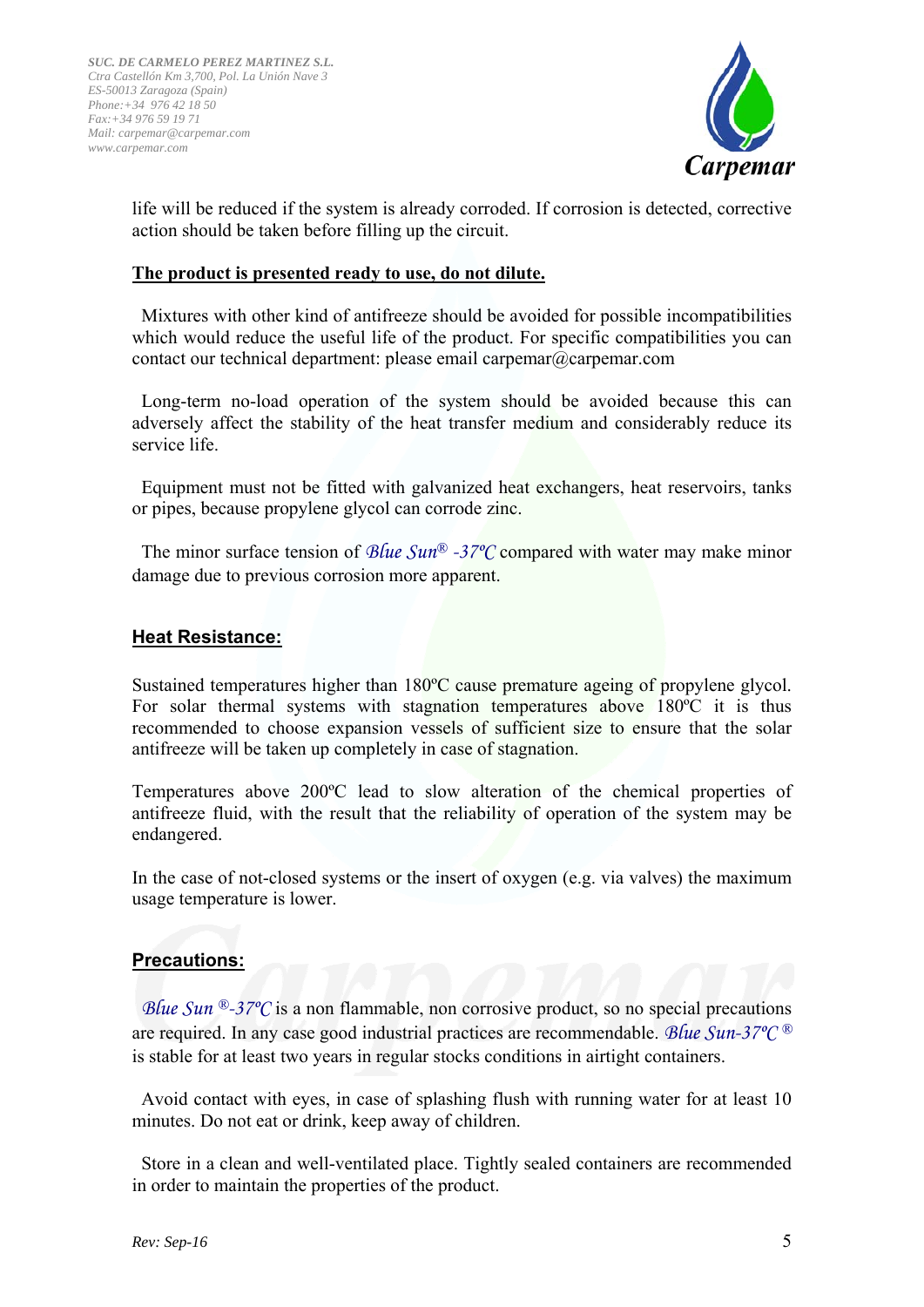life will be reduced if the system is already corroded. If corrosion is detected, corrective action should be taken before filling up the circuit.

**The product is presented ready to use, do not dilute.**

Mixtures with other kind of antifreeze should be avoided for possible incompatibilities which would reduce the useful life of the product. For specific compatibilities you can contact our technical department: please email carpemar@carpemar.com

Long-term no-load operation of the system should be avoided because this can adversely affect the stability of the heat transfer medium and considerably reduce its service life.

Equipment must not be fitted with galvanized heat exchangers, heat reservoirs, tanks or pipes, because propylene glycol can corrode zinc.

The minor surface tension of *Blue Sun® -37ºC* compared with water may make minor damage due to previous corrosion more apparent.

## Heat Resistance:

Sustained temperatures higher than 180ºC cause premature ageing of propylene glycol. For solar thermal systems with stagnation temperatures above 180ºC it is thus recommended to choose expansion vessels of sufficient size to ensure that the solar antifreeze will be taken up completely in case of stagnation.

Temperatures above 200ºC lead to slow alteration of the chemical properties of antifreeze fluid, with the result that the reliability of operation of the system may be endangered.

In the case of not-closed systems or the insert of oxygen (e.g. via valves) the maximum usage temperature is lower.

## Precautions:

*Blue Sun ®-37ºC* is a non flammable, non corrosive product, so no special precautions are required. In any case good industrial practices are recommendable. *Blue Sun-37ºC ®* is stable for at least two years in regular stocks conditions in airtight containers.

Avoid contact with eyes, in case of splashing flush with running water for at least 10 minutes. Do not eat or drink, keep away of children.

Store in a clean and well-ventilated place. Tightly sealed containers are recommended in order to maintain the properties of the product.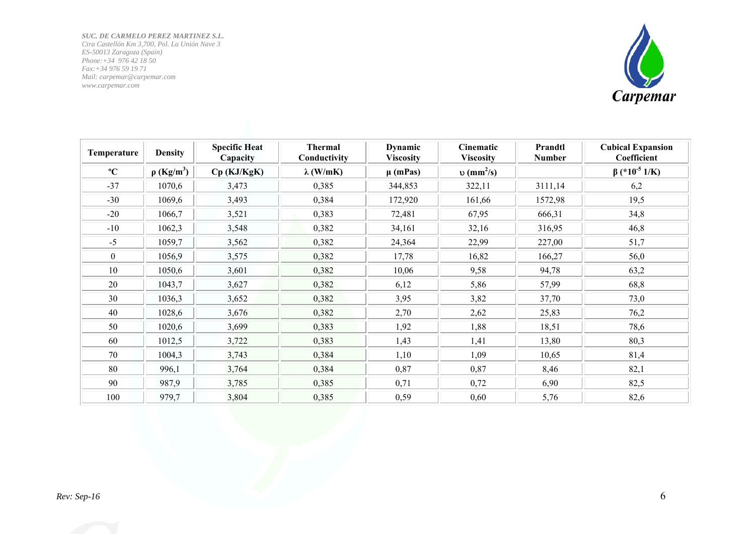*SUC. DE CARMELO PEREZ MARTINEZ S.L.*
*Ctra Castellón Km 3,700, Pol. La Unión Nave 3*
*ES-50013 Zaragoza (Spain)*
*Phone:+34 976 42 18 50*
*Fax:+34 976 59 19 71*
*Mail: carpemar@carpemar.com*
*www.carpemar.com*

Carpemar

| Temperature | Density | Specific Heat Capacity | Thermal Conductivity | Dynamic Viscosity | Cinematic Viscosity | Prandtl Number | Cubical Expansion Coefficient |
|---|---|---|---|---|---|---|---|
| ºC | ρ ($Kg/m^3$) | Cp (KJ/KgK) | λ (W/mK) | µ (mPas) | υ ($mm^2/s$) | | β ($*10^{-5}$ 1/K) |
| -37 | 1070,6 | 3,473 | 0,385 | 344,853 | 322,11 | 3111,14 | 6,2 |
| -30 | 1069,6 | 3,493 | 0,384 | 172,920 | 161,66 | 1572,98 | 19,5 |
| -20 | 1066,7 | 3,521 | 0,383 | 72,481 | 67,95 | 666,31 | 34,8 |
| -10 | 1062,3 | 3,548 | 0,382 | 34,161 | 32,16 | 316,95 | 46,8 |
| -5 | 1059,7 | 3,562 | 0,382 | 24,364 | 22,99 | 227,00 | 51,7 |
| 0 | 1056,9 | 3,575 | 0,382 | 17,78 | 16,82 | 166,27 | 56,0 |
| 10 | 1050,6 | 3,601 | 0,382 | 10,06 | 9,58 | 94,78 | 63,2 |
| 20 | 1043,7 | 3,627 | 0,382 | 6,12 | 5,86 | 57,99 | 68,8 |
| 30 | 1036,3 | 3,652 | 0,382 | 3,95 | 3,82 | 37,70 | 73,0 |
| 40 | 1028,6 | 3,676 | 0,382 | 2,70 | 2,62 | 25,83 | 76,2 |
| 50 | 1020,6 | 3,699 | 0,383 | 1,92 | 1,88 | 18,51 | 78,6 |
| 60 | 1012,5 | 3,722 | 0,383 | 1,43 | 1,41 | 13,80 | 80,3 |
| 70 | 1004,3 | 3,743 | 0,384 | 1,10 | 1,09 | 10,65 | 81,4 |
| 80 | 996,1 | 3,764 | 0,384 | 0,87 | 0,87 | 8,46 | 82,1 |
| 90 | 987,9 | 3,785 | 0,385 | 0,71 | 0,72 | 6,90 | 82,5 |
| 100 | 979,7 | 3,804 | 0,385 | 0,59 | 0,60 | 5,76 | 82,6 |

*Rev: Sep-16*